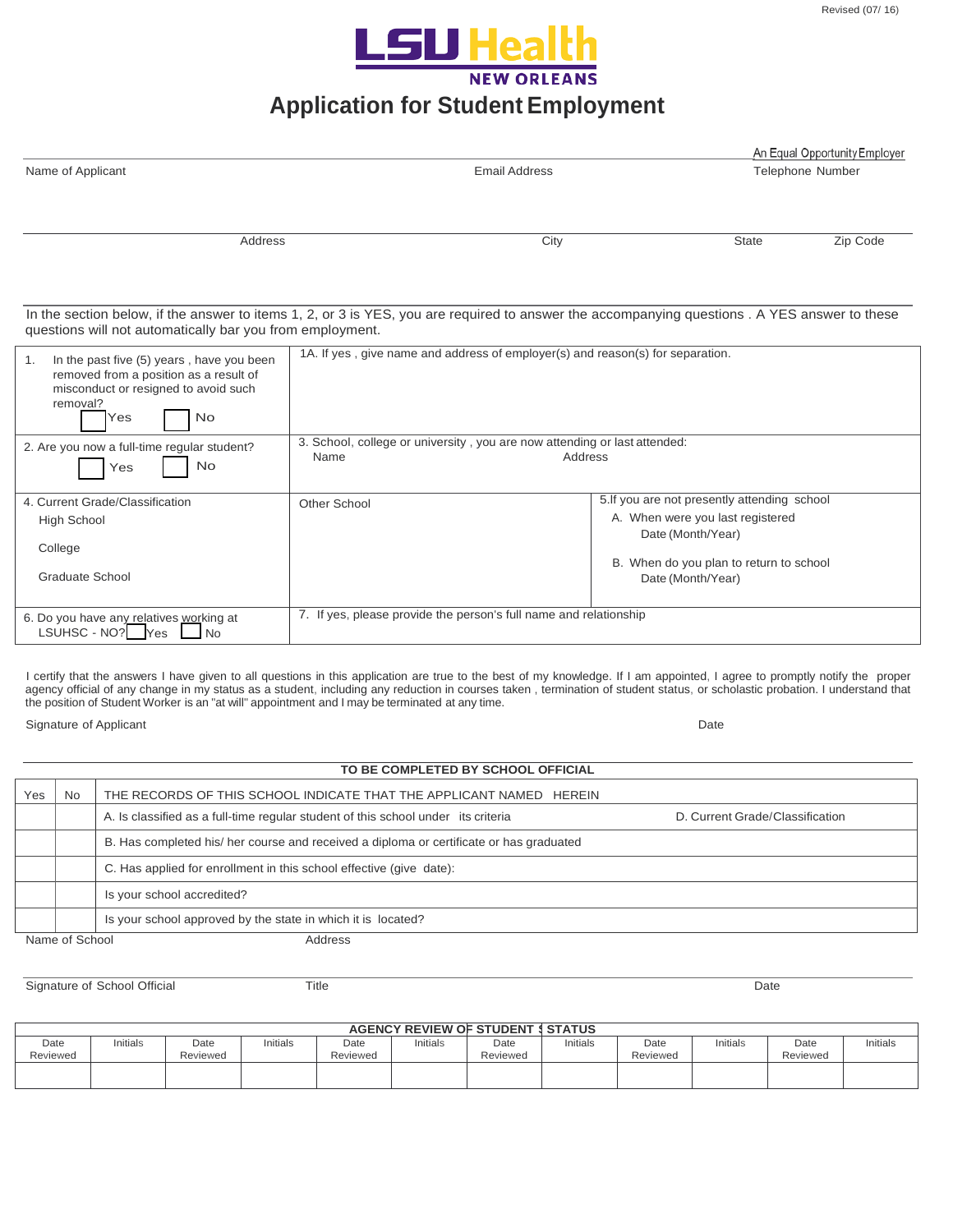Revised (07/ 16)

LSU Health NEW ORLEANS

# Application for Student Employment

An Equal Opportunity Employer

Name of Applicant | Email Address | Telephone Number

Address | City | State | Zip Code

In the section below, if the answer to items 1, 2, or 3 is YES, you are required to answer the accompanying questions . A YES answer to these questions will not automatically bar you from employment.

| | | |
|---|---|---|
| 1. In the past five (5) years , have you been removed from a position as a result of misconduct or resigned to avoid such removal? ☐ Yes ☐ No | 1A. If yes , give name and address of employer(s) and reason(s) for separation. | |
| 2. Are you now a full-time regular student? ☐ Yes ☐ No | 3. School, college or university , you are now attending or last attended: Name Address | |
| 4. Current Grade/Classification<br>High School<br>College<br>Graduate School | Other School | 5.If you are not presently attending school<br>A. When were you last registered Date (Month/Year)<br>B. When do you plan to return to school Date (Month/Year) |
| 6. Do you have any relatives working at LSUHSC - NO? ☐ Yes ☐ No | 7. If yes, please provide the person's full name and relationship | |

I certify that the answers I have given to all questions in this application are true to the best of my knowledge. If I am appointed, I agree to promptly notify the proper agency official of any change in my status as a student, including any reduction in courses taken , termination of student status, or scholastic probation. I understand that the position of Student Worker is an "at will" appointment and I may be terminated at any time.

Signature of Applicant | Date

**TO BE COMPLETED BY SCHOOL OFFICIAL**

| Yes | No | THE RECORDS OF THIS SCHOOL INDICATE THAT THE APPLICANT NAMED HEREIN | |
|---|---|---|---|
| | | A. Is classified as a full-time regular student of this school under its criteria | D. Current Grade/Classification |
| | | B. Has completed his/ her course and received a diploma or certificate or has graduated | |
| | | C. Has applied for enrollment in this school effective (give date): | |
| | | Is your school accredited? | |
| | | Is your school approved by the state in which it is located? | |

Name of School | Address

Signature of School Official | Title | Date

| AGENCY REVIEW OF STUDENT STATUS | | | | | | | | | | | |
|---|---|---|---|---|---|---|---|---|---|---|---|
| Date Reviewed | Initials | Date Reviewed | Initials | Date Reviewed | Initials | Date Reviewed | Initials | Date Reviewed | Initials | Date Reviewed | Initials |
| | | | | | | | | | | | |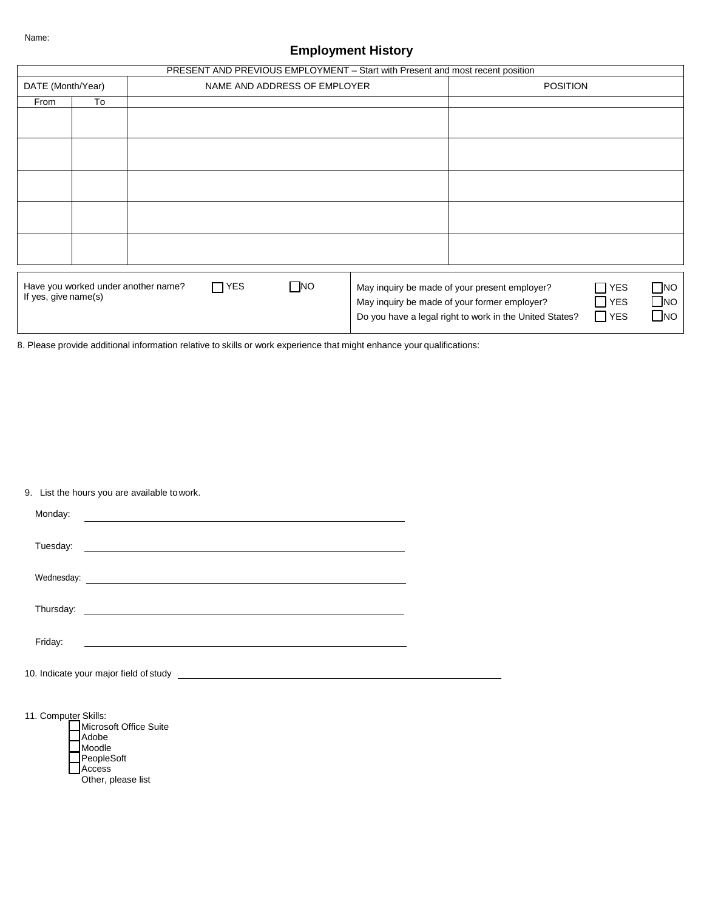Name:

## Employment History

| PRESENT AND PREVIOUS EMPLOYMENT – Start with Present and most recent position | | | |
|---|---|---|---|
| DATE (Month/Year) | | NAME AND ADDRESS OF EMPLOYER | POSITION |
| From | To | | |
| | | | |
| | | | |
| | | | |
| | | | |
| | | | |

| | | | | | |
|---|---|---|---|---|---|
| Have you worked under another name? If yes, give name(s) | ☐ YES | ☐ NO | May inquiry be made of your present employer? | ☐ YES | ☐ NO |
| | | | May inquiry be made of your former employer? | ☐ YES | ☐ NO |
| | | | Do you have a legal right to work in the United States? | ☐ YES | ☐ NO |

8. Please provide additional information relative to skills or work experience that might enhance your qualifications:

9. List the hours you are available to work.

Monday: ______________________________

Tuesday: ______________________________

Wednesday: ______________________________

Thursday: ______________________________

Friday: ______________________________

10. Indicate your major field of study ______________________________

11. Computer Skills:
- ☐ Microsoft Office Suite
- ☐ Adobe
- ☐ Moodle
- ☐ PeopleSoft
- ☐ Access
- Other, please list